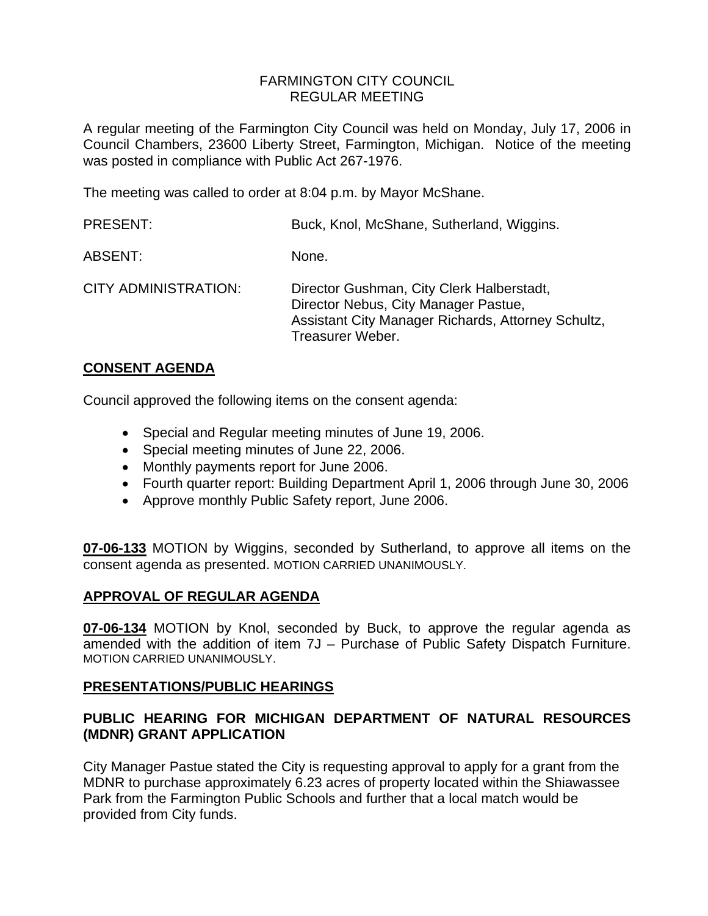# FARMINGTON CITY COUNCIL
## REGULAR MEETING

A regular meeting of the Farmington City Council was held on Monday, July 17, 2006 in Council Chambers, 23600 Liberty Street, Farmington, Michigan. Notice of the meeting was posted in compliance with Public Act 267-1976.

The meeting was called to order at 8:04 p.m. by Mayor McShane.

| | |
|---|---|
| PRESENT: | Buck, Knol, McShane, Sutherland, Wiggins. |
| ABSENT: | None. |
| CITY ADMINISTRATION: | Director Gushman, City Clerk Halberstadt, Director Nebus, City Manager Pastue, Assistant City Manager Richards, Attorney Schultz, Treasurer Weber. |

## CONSENT AGENDA

Council approved the following items on the consent agenda:

- Special and Regular meeting minutes of June 19, 2006.
- Special meeting minutes of June 22, 2006.
- Monthly payments report for June 2006.
- Fourth quarter report: Building Department April 1, 2006 through June 30, 2006
- Approve monthly Public Safety report, June 2006.

**07-06-133** MOTION by Wiggins, seconded by Sutherland, to approve all items on the consent agenda as presented. MOTION CARRIED UNANIMOUSLY.

## APPROVAL OF REGULAR AGENDA

**07-06-134** MOTION by Knol, seconded by Buck, to approve the regular agenda as amended with the addition of item 7J – Purchase of Public Safety Dispatch Furniture. MOTION CARRIED UNANIMOUSLY.

## PRESENTATIONS/PUBLIC HEARINGS

### PUBLIC HEARING FOR MICHIGAN DEPARTMENT OF NATURAL RESOURCES (MDNR) GRANT APPLICATION

City Manager Pastue stated the City is requesting approval to apply for a grant from the MDNR to purchase approximately 6.23 acres of property located within the Shiawassee Park from the Farmington Public Schools and further that a local match would be provided from City funds.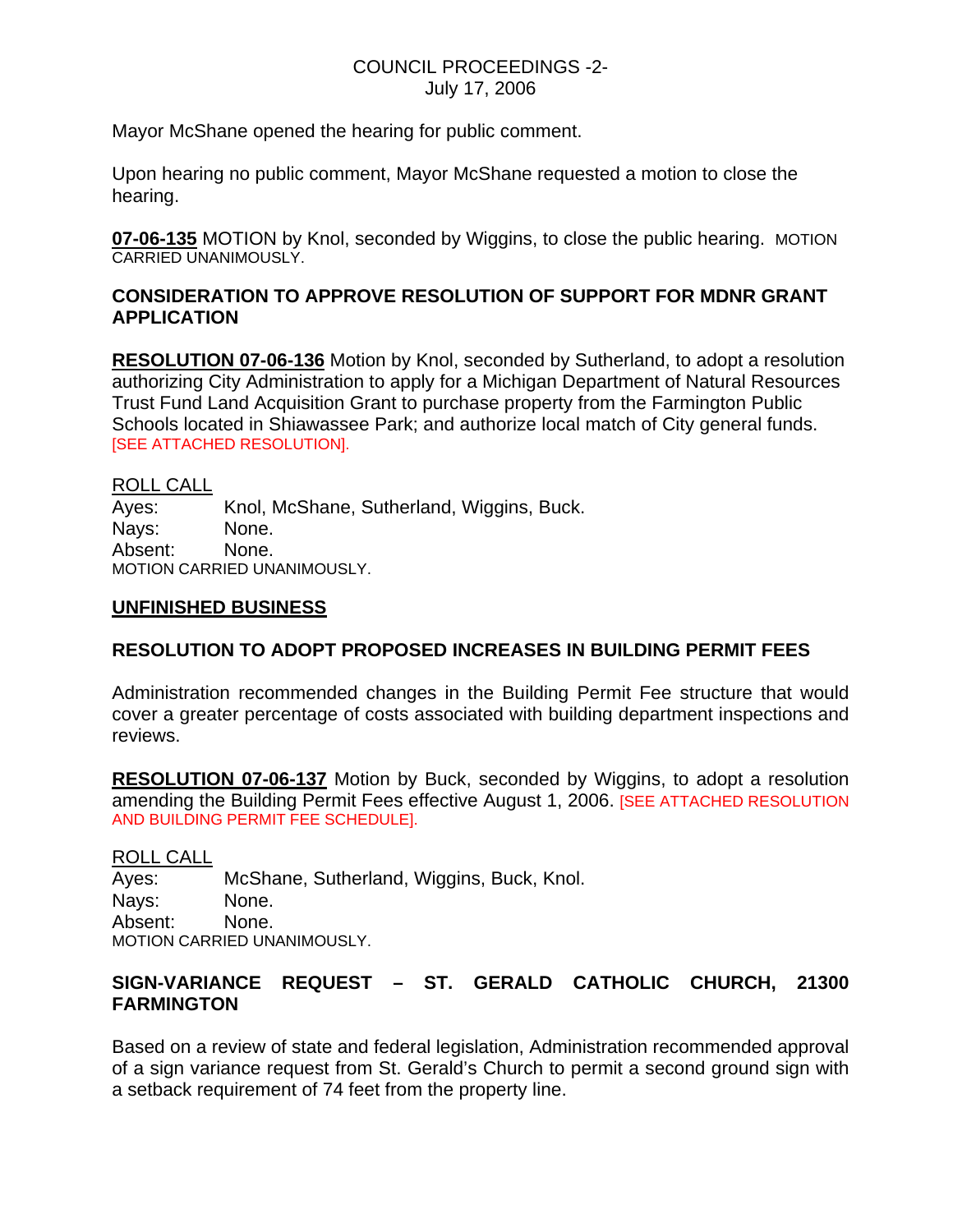Mayor McShane opened the hearing for public comment.

Upon hearing no public comment, Mayor McShane requested a motion to close the hearing.

**07-06-135** MOTION by Knol, seconded by Wiggins, to close the public hearing. MOTION CARRIED UNANIMOUSLY.

**CONSIDERATION TO APPROVE RESOLUTION OF SUPPORT FOR MDNR GRANT APPLICATION**

**RESOLUTION 07-06-136** Motion by Knol, seconded by Sutherland, to adopt a resolution authorizing City Administration to apply for a Michigan Department of Natural Resources Trust Fund Land Acquisition Grant to purchase property from the Farmington Public Schools located in Shiawassee Park; and authorize local match of City general funds. [SEE ATTACHED RESOLUTION].

ROLL CALL
Ayes: Knol, McShane, Sutherland, Wiggins, Buck.
Nays: None.
Absent: None.
MOTION CARRIED UNANIMOUSLY.

**UNFINISHED BUSINESS**

**RESOLUTION TO ADOPT PROPOSED INCREASES IN BUILDING PERMIT FEES**

Administration recommended changes in the Building Permit Fee structure that would cover a greater percentage of costs associated with building department inspections and reviews.

**RESOLUTION 07-06-137** Motion by Buck, seconded by Wiggins, to adopt a resolution amending the Building Permit Fees effective August 1, 2006. [SEE ATTACHED RESOLUTION AND BUILDING PERMIT FEE SCHEDULE].

ROLL CALL
Ayes: McShane, Sutherland, Wiggins, Buck, Knol.
Nays: None.
Absent: None.
MOTION CARRIED UNANIMOUSLY.

**SIGN-VARIANCE REQUEST – ST. GERALD CATHOLIC CHURCH, 21300 FARMINGTON**

Based on a review of state and federal legislation, Administration recommended approval of a sign variance request from St. Gerald's Church to permit a second ground sign with a setback requirement of 74 feet from the property line.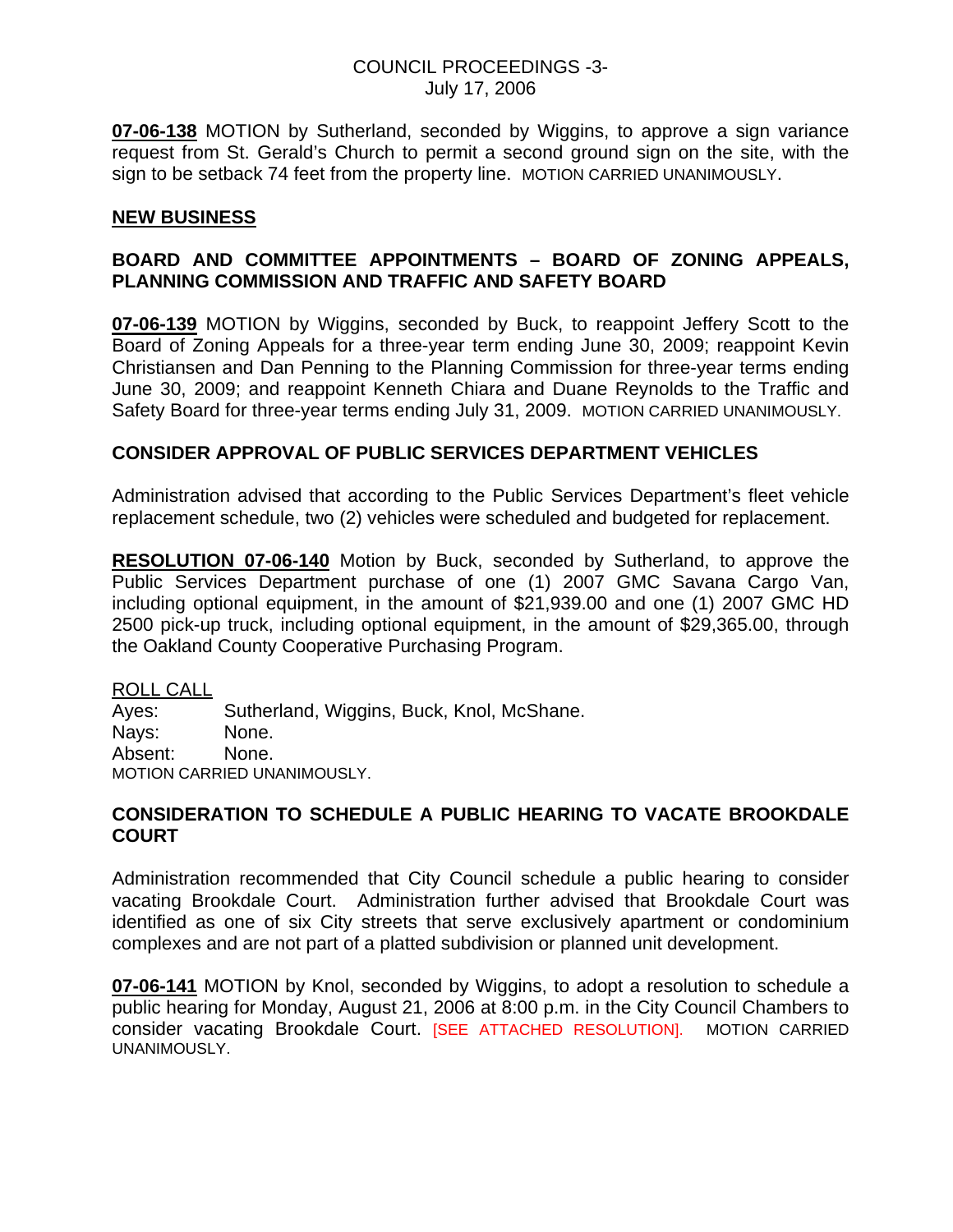**07-06-138** MOTION by Sutherland, seconded by Wiggins, to approve a sign variance request from St. Gerald's Church to permit a second ground sign on the site, with the sign to be setback 74 feet from the property line. MOTION CARRIED UNANIMOUSLY.

## NEW BUSINESS

### BOARD AND COMMITTEE APPOINTMENTS – BOARD OF ZONING APPEALS, PLANNING COMMISSION AND TRAFFIC AND SAFETY BOARD

**07-06-139** MOTION by Wiggins, seconded by Buck, to reappoint Jeffery Scott to the Board of Zoning Appeals for a three-year term ending June 30, 2009; reappoint Kevin Christiansen and Dan Penning to the Planning Commission for three-year terms ending June 30, 2009; and reappoint Kenneth Chiara and Duane Reynolds to the Traffic and Safety Board for three-year terms ending July 31, 2009. MOTION CARRIED UNANIMOUSLY.

### CONSIDER APPROVAL OF PUBLIC SERVICES DEPARTMENT VEHICLES

Administration advised that according to the Public Services Department's fleet vehicle replacement schedule, two (2) vehicles were scheduled and budgeted for replacement.

**RESOLUTION 07-06-140** Motion by Buck, seconded by Sutherland, to approve the Public Services Department purchase of one (1) 2007 GMC Savana Cargo Van, including optional equipment, in the amount of $21,939.00 and one (1) 2007 GMC HD 2500 pick-up truck, including optional equipment, in the amount of $29,365.00, through the Oakland County Cooperative Purchasing Program.

ROLL CALL
Ayes: Sutherland, Wiggins, Buck, Knol, McShane.
Nays: None.
Absent: None.
MOTION CARRIED UNANIMOUSLY.

### CONSIDERATION TO SCHEDULE A PUBLIC HEARING TO VACATE BROOKDALE COURT

Administration recommended that City Council schedule a public hearing to consider vacating Brookdale Court. Administration further advised that Brookdale Court was identified as one of six City streets that serve exclusively apartment or condominium complexes and are not part of a platted subdivision or planned unit development.

**07-06-141** MOTION by Knol, seconded by Wiggins, to adopt a resolution to schedule a public hearing for Monday, August 21, 2006 at 8:00 p.m. in the City Council Chambers to consider vacating Brookdale Court. [SEE ATTACHED RESOLUTION]. MOTION CARRIED UNANIMOUSLY.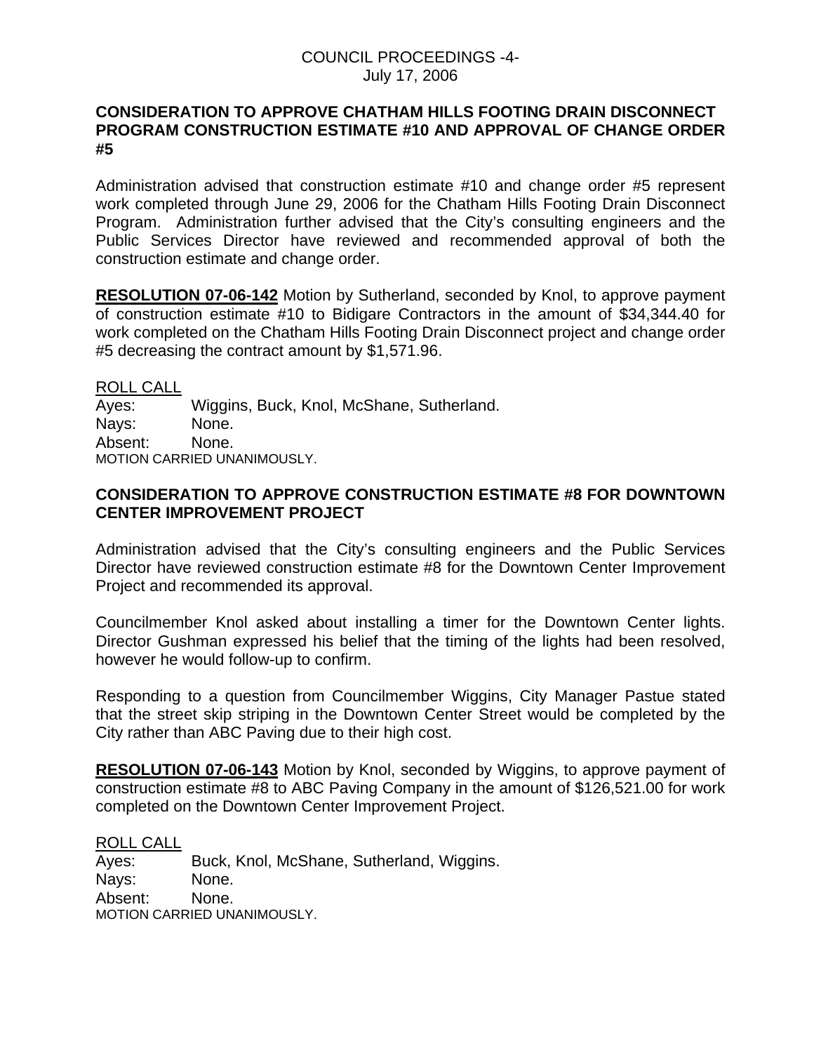### CONSIDERATION TO APPROVE CHATHAM HILLS FOOTING DRAIN DISCONNECT PROGRAM CONSTRUCTION ESTIMATE #10 AND APPROVAL OF CHANGE ORDER #5

Administration advised that construction estimate #10 and change order #5 represent work completed through June 29, 2006 for the Chatham Hills Footing Drain Disconnect Program. Administration further advised that the City's consulting engineers and the Public Services Director have reviewed and recommended approval of both the construction estimate and change order.

**RESOLUTION 07-06-142** Motion by Sutherland, seconded by Knol, to approve payment of construction estimate #10 to Bidigare Contractors in the amount of $34,344.40 for work completed on the Chatham Hills Footing Drain Disconnect project and change order #5 decreasing the contract amount by $1,571.96.

ROLL CALL
Ayes: Wiggins, Buck, Knol, McShane, Sutherland.
Nays: None.
Absent: None.
MOTION CARRIED UNANIMOUSLY.

### CONSIDERATION TO APPROVE CONSTRUCTION ESTIMATE #8 FOR DOWNTOWN CENTER IMPROVEMENT PROJECT

Administration advised that the City's consulting engineers and the Public Services Director have reviewed construction estimate #8 for the Downtown Center Improvement Project and recommended its approval.

Councilmember Knol asked about installing a timer for the Downtown Center lights. Director Gushman expressed his belief that the timing of the lights had been resolved, however he would follow-up to confirm.

Responding to a question from Councilmember Wiggins, City Manager Pastue stated that the street skip striping in the Downtown Center Street would be completed by the City rather than ABC Paving due to their high cost.

**RESOLUTION 07-06-143** Motion by Knol, seconded by Wiggins, to approve payment of construction estimate #8 to ABC Paving Company in the amount of $126,521.00 for work completed on the Downtown Center Improvement Project.

ROLL CALL
Ayes: Buck, Knol, McShane, Sutherland, Wiggins.
Nays: None.
Absent: None.
MOTION CARRIED UNANIMOUSLY.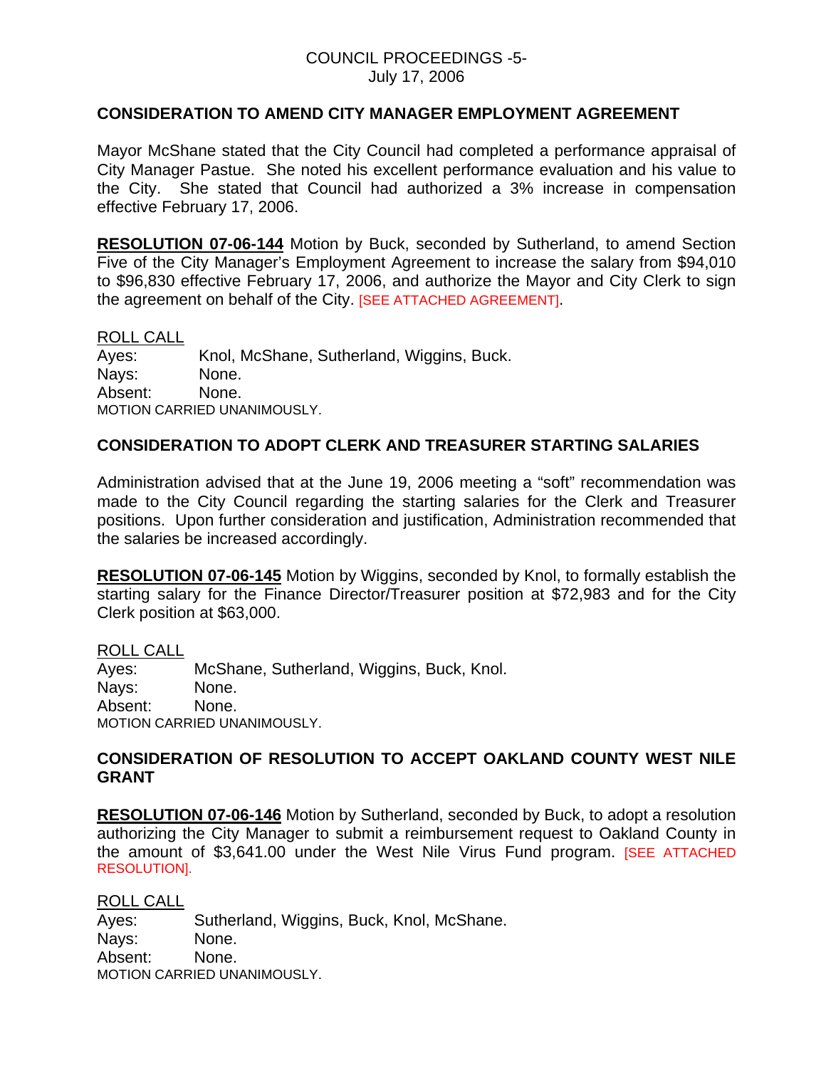## CONSIDERATION TO AMEND CITY MANAGER EMPLOYMENT AGREEMENT

Mayor McShane stated that the City Council had completed a performance appraisal of City Manager Pastue. She noted his excellent performance evaluation and his value to the City. She stated that Council had authorized a 3% increase in compensation effective February 17, 2006.

**RESOLUTION 07-06-144** Motion by Buck, seconded by Sutherland, to amend Section Five of the City Manager's Employment Agreement to increase the salary from $94,010 to $96,830 effective February 17, 2006, and authorize the Mayor and City Clerk to sign the agreement on behalf of the City. [SEE ATTACHED AGREEMENT].

ROLL CALL
Ayes: Knol, McShane, Sutherland, Wiggins, Buck.
Nays: None.
Absent: None.
MOTION CARRIED UNANIMOUSLY.

## CONSIDERATION TO ADOPT CLERK AND TREASURER STARTING SALARIES

Administration advised that at the June 19, 2006 meeting a "soft" recommendation was made to the City Council regarding the starting salaries for the Clerk and Treasurer positions. Upon further consideration and justification, Administration recommended that the salaries be increased accordingly.

**RESOLUTION 07-06-145** Motion by Wiggins, seconded by Knol, to formally establish the starting salary for the Finance Director/Treasurer position at 72,983 and for the City Clerk position at $63,000.

ROLL CALL
Ayes: McShane, Sutherland, Wiggins, Buck, Knol.
Nays: None.
Absent: None.
MOTION CARRIED UNANIMOUSLY.

## CONSIDERATION OF RESOLUTION TO ACCEPT OAKLAND COUNTY WEST NILE GRANT

**RESOLUTION 07-06-146** Motion by Sutherland, seconded by Buck, to adopt a resolution authorizing the City Manager to submit a reimbursement request to Oakland County in the amount of $3,641.00 under the West Nile Virus Fund program. [SEE ATTACHED RESOLUTION].

ROLL CALL
Ayes: Sutherland, Wiggins, Buck, Knol, McShane.
Nays: None.
Absent: None.
MOTION CARRIED UNANIMOUSLY.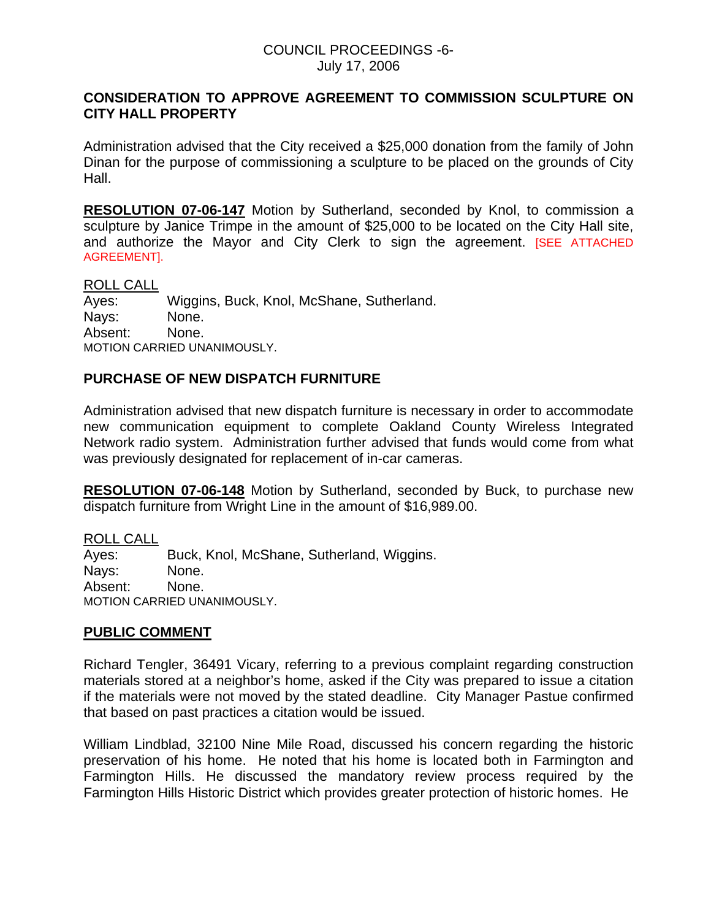## CONSIDERATION TO APPROVE AGREEMENT TO COMMISSION SCULPTURE ON CITY HALL PROPERTY

Administration advised that the City received a $25,000 donation from the family of John Dinan for the purpose of commissioning a sculpture to be placed on the grounds of City Hall.

**RESOLUTION 07-06-147** Motion by Sutherland, seconded by Knol, to commission a sculpture by Janice Trimpe in the amount of $25,000 to be located on the City Hall site, and authorize the Mayor and City Clerk to sign the agreement. [SEE ATTACHED AGREEMENT].

ROLL CALL
Ayes: Wiggins, Buck, Knol, McShane, Sutherland.
Nays: None.
Absent: None.
MOTION CARRIED UNANIMOUSLY.

## PURCHASE OF NEW DISPATCH FURNITURE

Administration advised that new dispatch furniture is necessary in order to accommodate new communication equipment to complete Oakland County Wireless Integrated Network radio system. Administration further advised that funds would come from what was previously designated for replacement of in-car cameras.

**RESOLUTION 07-06-148** Motion by Sutherland, seconded by Buck, to purchase new dispatch furniture from Wright Line in the amount of $16,989.00.

ROLL CALL
Ayes: Buck, Knol, McShane, Sutherland, Wiggins.
Nays: None.
Absent: None.
MOTION CARRIED UNANIMOUSLY.

## PUBLIC COMMENT

Richard Tengler, 36491 Vicary, referring to a previous complaint regarding construction materials stored at a neighbor's home, asked if the City was prepared to issue a citation if the materials were not moved by the stated deadline. City Manager Pastue confirmed that based on past practices a citation would be issued.

William Lindblad, 32100 Nine Mile Road, discussed his concern regarding the historic preservation of his home. He noted that his home is located both in Farmington and Farmington Hills. He discussed the mandatory review process required by the Farmington Hills Historic District which provides greater protection of historic homes. He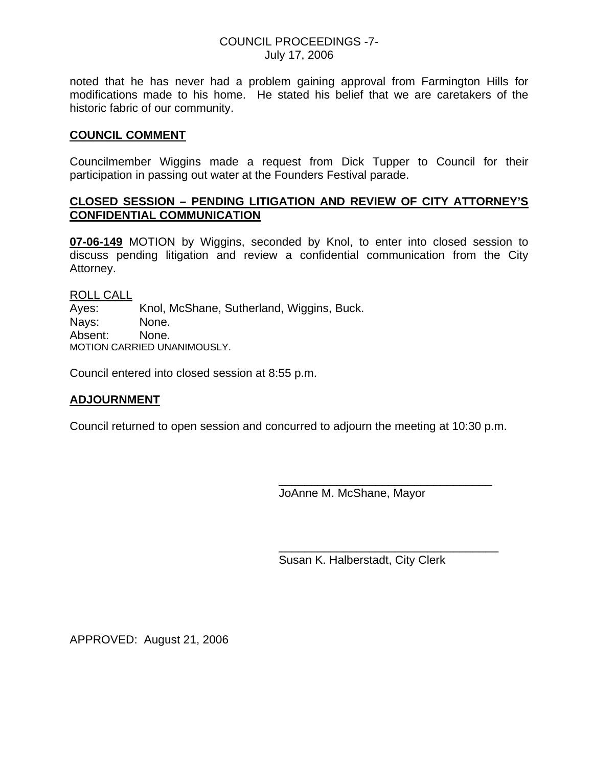noted that he has never had a problem gaining approval from Farmington Hills for modifications made to his home. He stated his belief that we are caretakers of the historic fabric of our community.

**COUNCIL COMMENT**

Councilmember Wiggins made a request from Dick Tupper to Council for their participation in passing out water at the Founders Festival parade.

**CLOSED SESSION – PENDING LITIGATION AND REVIEW OF CITY ATTORNEY'S CONFIDENTIAL COMMUNICATION**

**07-06-149** MOTION by Wiggins, seconded by Knol, to enter into closed session to discuss pending litigation and review a confidential communication from the City Attorney.

ROLL CALL
Ayes: Knol, McShane, Sutherland, Wiggins, Buck.
Nays: None.
Absent: None.
MOTION CARRIED UNANIMOUSLY.

Council entered into closed session at 8:55 p.m.

**ADJOURNMENT**

Council returned to open session and concurred to adjourn the meeting at 10:30 p.m.

\_\_\_\_\_\_\_\_\_\_\_\_\_\_\_\_\_\_\_\_\_\_\_\_\_\_\_\_\_\_\_\_\_\_
JoAnne M. McShane, Mayor

\_\_\_\_\_\_\_\_\_\_\_\_\_\_\_\_\_\_\_\_\_\_\_\_\_\_\_\_\_\_\_\_\_\_
Susan K. Halberstadt, City Clerk

APPROVED: August 21, 2006